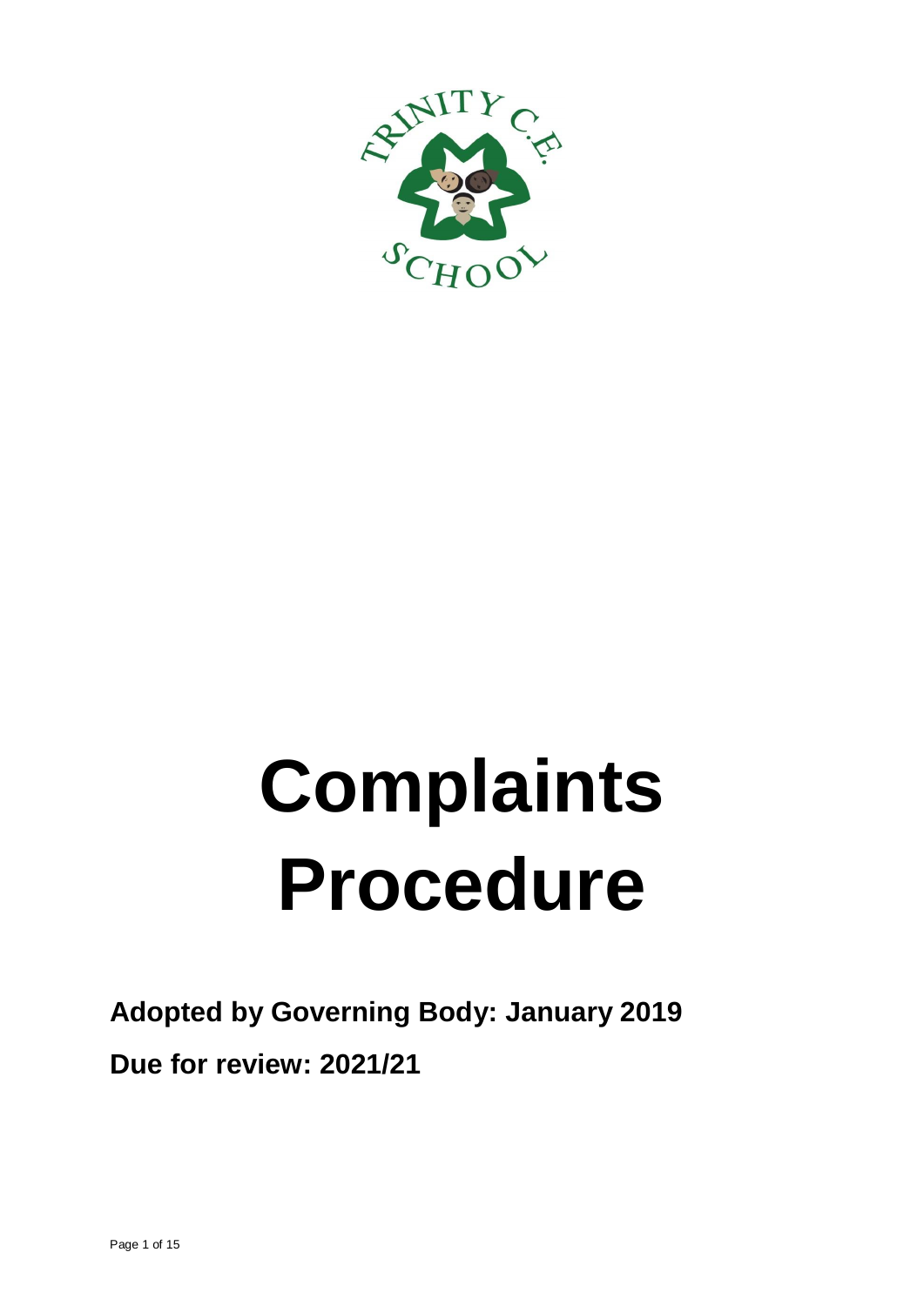# Complaints Procedure

**Adopted by Governing Body: January 2019**

**Due for review: 2021/21**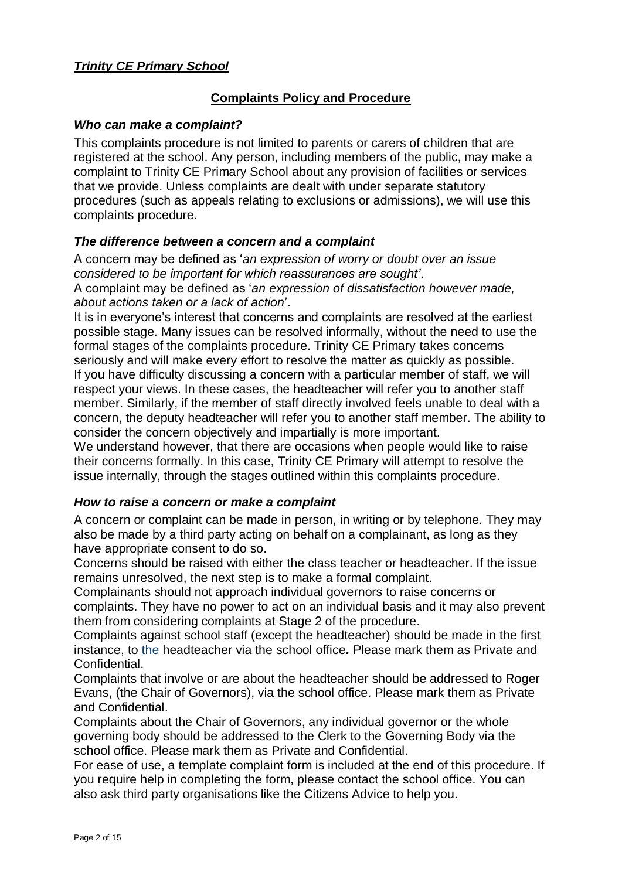***Trinity CE Primary School***

## Complaints Policy and Procedure

### *Who can make a complaint?*

This complaints procedure is not limited to parents or carers of children that are registered at the school. Any person, including members of the public, may make a complaint to Trinity CE Primary School about any provision of facilities or services that we provide. Unless complaints are dealt with under separate statutory procedures (such as appeals relating to exclusions or admissions), we will use this complaints procedure.

### *The difference between a concern and a complaint*

A concern may be defined as '*an expression of worry or doubt over an issue considered to be important for which reassurances are sought'*.

A complaint may be defined as '*an expression of dissatisfaction however made, about actions taken or a lack of action*'.

It is in everyone's interest that concerns and complaints are resolved at the earliest possible stage. Many issues can be resolved informally, without the need to use the formal stages of the complaints procedure. Trinity CE Primary takes concerns seriously and will make every effort to resolve the matter as quickly as possible.

If you have difficulty discussing a concern with a particular member of staff, we will respect your views. In these cases, the headteacher will refer you to another staff member. Similarly, if the member of staff directly involved feels unable to deal with a concern, the deputy headteacher will refer you to another staff member. The ability to consider the concern objectively and impartially is more important.

We understand however, that there are occasions when people would like to raise their concerns formally. In this case, Trinity CE Primary will attempt to resolve the issue internally, through the stages outlined within this complaints procedure.

### *How to raise a concern or make a complaint*

A concern or complaint can be made in person, in writing or by telephone. They may also be made by a third party acting on behalf on a complainant, as long as they have appropriate consent to do so.

Concerns should be raised with either the class teacher or headteacher. If the issue remains unresolved, the next step is to make a formal complaint.

Complainants should not approach individual governors to raise concerns or complaints. They have no power to act on an individual basis and it may also prevent them from considering complaints at Stage 2 of the procedure.

Complaints against school staff (except the headteacher) should be made in the first instance, to the headteacher via the school office**.** Please mark them as Private and Confidential.

Complaints that involve or are about the headteacher should be addressed to Roger Evans, (the Chair of Governors), via the school office. Please mark them as Private and Confidential.

Complaints about the Chair of Governors, any individual governor or the whole governing body should be addressed to the Clerk to the Governing Body via the school office. Please mark them as Private and Confidential.

For ease of use, a template complaint form is included at the end of this procedure. If you require help in completing the form, please contact the school office. You can also ask third party organisations like the Citizens Advice to help you.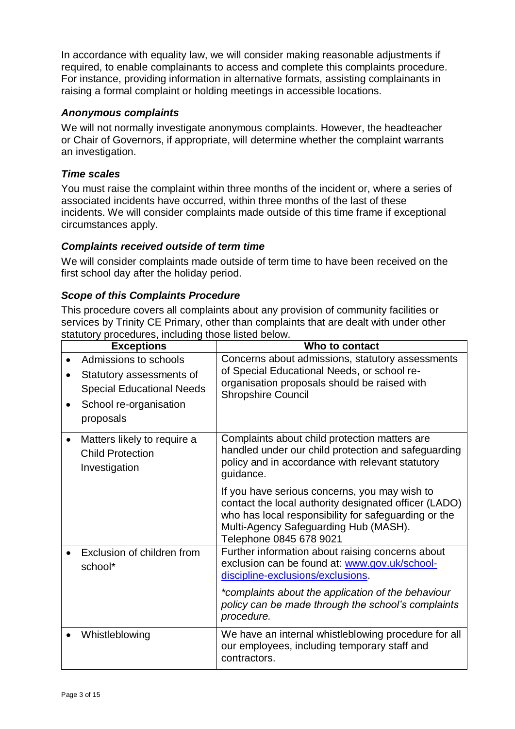In accordance with equality law, we will consider making reasonable adjustments if required, to enable complainants to access and complete this complaints procedure. For instance, providing information in alternative formats, assisting complainants in raising a formal complaint or holding meetings in accessible locations.

### *Anonymous complaints*

We will not normally investigate anonymous complaints. However, the headteacher or Chair of Governors, if appropriate, will determine whether the complaint warrants an investigation.

### *Time scales*

You must raise the complaint within three months of the incident or, where a series of associated incidents have occurred, within three months of the last of these incidents. We will consider complaints made outside of this time frame if exceptional circumstances apply.

### *Complaints received outside of term time*

We will consider complaints made outside of term time to have been received on the first school day after the holiday period.

### *Scope of this Complaints Procedure*

This procedure covers all complaints about any provision of community facilities or services by Trinity CE Primary, other than complaints that are dealt with under other statutory procedures, including those listed below.

| Exceptions | Who to contact |
|---|---|
| • Admissions to schools<br>• Statutory assessments of Special Educational Needs<br>• School re-organisation proposals | Concerns about admissions, statutory assessments of Special Educational Needs, or school re-organisation proposals should be raised with Shropshire Council |
| • Matters likely to require a Child Protection Investigation | Complaints about child protection matters are handled under our child protection and safeguarding policy and in accordance with relevant statutory guidance.<br><br>If you have serious concerns, you may wish to contact the local authority designated officer (LADO) who has local responsibility for safeguarding or the Multi-Agency Safeguarding Hub (MASH). Telephone 0845 678 9021 |
| • Exclusion of children from school* | Further information about raising concerns about exclusion can be found at: [www.gov.uk/school-discipline-exclusions/exclusions](http://www.gov.uk/school-discipline-exclusions/exclusions).<br><br>*\*complaints about the application of the behaviour policy can be made through the school's complaints procedure.* |
| • Whistleblowing | We have an internal whistleblowing procedure for all our employees, including temporary staff and contractors. |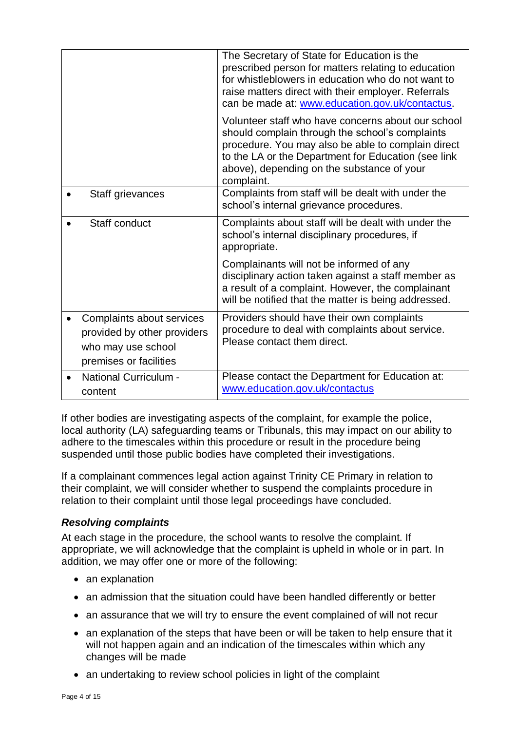| | |
|---|---|
| | The Secretary of State for Education is the prescribed person for matters relating to education for whistleblowers in education who do not want to raise matters direct with their employer. Referrals can be made at: www.education.gov.uk/contactus.<br><br>Volunteer staff who have concerns about our school should complain through the school's complaints procedure. You may also be able to complain direct to the LA or the Department for Education (see link above), depending on the substance of your complaint. |
| • Staff grievances | Complaints from staff will be dealt with under the school's internal grievance procedures. |
| • Staff conduct | Complaints about staff will be dealt with under the school's internal disciplinary procedures, if appropriate.<br><br>Complainants will not be informed of any disciplinary action taken against a staff member as a result of a complaint. However, the complainant will be notified that the matter is being addressed. |
| • Complaints about services provided by other providers who may use school premises or facilities | Providers should have their own complaints procedure to deal with complaints about service. Please contact them direct. |
| • National Curriculum - content | Please contact the Department for Education at: www.education.gov.uk/contactus |

If other bodies are investigating aspects of the complaint, for example the police, local authority (LA) safeguarding teams or Tribunals, this may impact on our ability to adhere to the timescales within this procedure or result in the procedure being suspended until those public bodies have completed their investigations.

If a complainant commences legal action against Trinity CE Primary in relation to their complaint, we will consider whether to suspend the complaints procedure in relation to their complaint until those legal proceedings have concluded.

### *Resolving complaints*

At each stage in the procedure, the school wants to resolve the complaint. If appropriate, we will acknowledge that the complaint is upheld in whole or in part. In addition, we may offer one or more of the following:

- an explanation
- an admission that the situation could have been handled differently or better
- an assurance that we will try to ensure the event complained of will not recur
- an explanation of the steps that have been or will be taken to help ensure that it will not happen again and an indication of the timescales within which any changes will be made
- an undertaking to review school policies in light of the complaint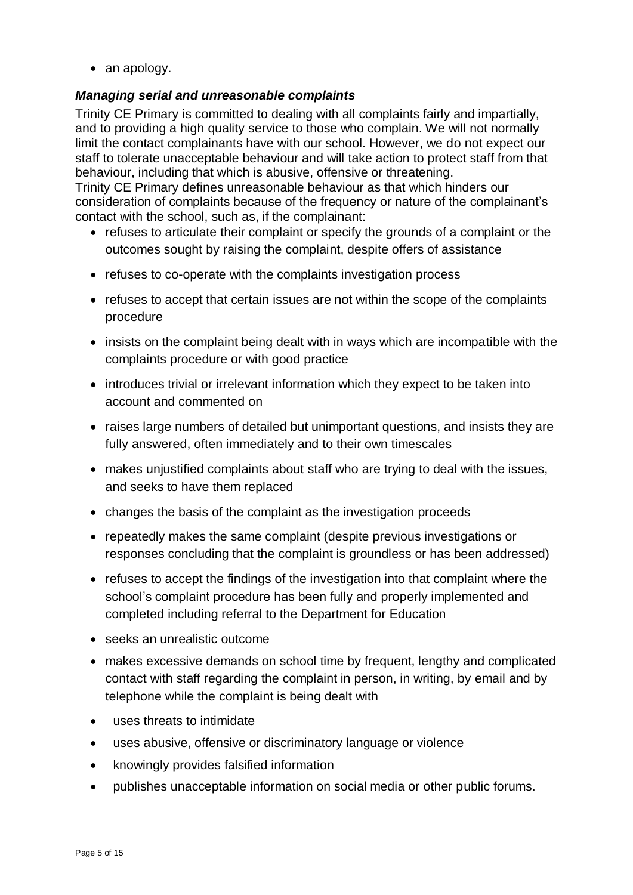- an apology.

### *Managing serial and unreasonable complaints*

Trinity CE Primary is committed to dealing with all complaints fairly and impartially, and to providing a high quality service to those who complain. We will not normally limit the contact complainants have with our school. However, we do not expect our staff to tolerate unacceptable behaviour and will take action to protect staff from that behaviour, including that which is abusive, offensive or threatening.

Trinity CE Primary defines unreasonable behaviour as that which hinders our consideration of complaints because of the frequency or nature of the complainant's contact with the school, such as, if the complainant:

- refuses to articulate their complaint or specify the grounds of a complaint or the outcomes sought by raising the complaint, despite offers of assistance
- refuses to co-operate with the complaints investigation process
- refuses to accept that certain issues are not within the scope of the complaints procedure
- insists on the complaint being dealt with in ways which are incompatible with the complaints procedure or with good practice
- introduces trivial or irrelevant information which they expect to be taken into account and commented on
- raises large numbers of detailed but unimportant questions, and insists they are fully answered, often immediately and to their own timescales
- makes unjustified complaints about staff who are trying to deal with the issues, and seeks to have them replaced
- changes the basis of the complaint as the investigation proceeds
- repeatedly makes the same complaint (despite previous investigations or responses concluding that the complaint is groundless or has been addressed)
- refuses to accept the findings of the investigation into that complaint where the school's complaint procedure has been fully and properly implemented and completed including referral to the Department for Education
- seeks an unrealistic outcome
- makes excessive demands on school time by frequent, lengthy and complicated contact with staff regarding the complaint in person, in writing, by email and by telephone while the complaint is being dealt with
- uses threats to intimidate
- uses abusive, offensive or discriminatory language or violence
- knowingly provides falsified information
- publishes unacceptable information on social media or other public forums.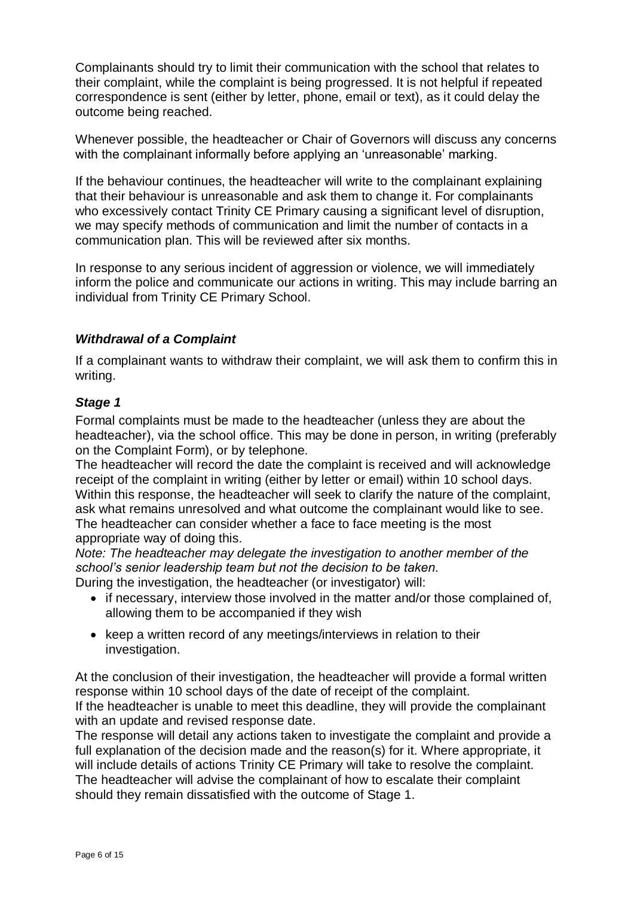Complainants should try to limit their communication with the school that relates to their complaint, while the complaint is being progressed. It is not helpful if repeated correspondence is sent (either by letter, phone, email or text), as it could delay the outcome being reached.

Whenever possible, the headteacher or Chair of Governors will discuss any concerns with the complainant informally before applying an 'unreasonable' marking.

If the behaviour continues, the headteacher will write to the complainant explaining that their behaviour is unreasonable and ask them to change it. For complainants who excessively contact Trinity CE Primary causing a significant level of disruption, we may specify methods of communication and limit the number of contacts in a communication plan. This will be reviewed after six months.

In response to any serious incident of aggression or violence, we will immediately inform the police and communicate our actions in writing. This may include barring an individual from Trinity CE Primary School.

### *Withdrawal of a Complaint*

If a complainant wants to withdraw their complaint, we will ask them to confirm this in writing.

### *Stage 1*

Formal complaints must be made to the headteacher (unless they are about the headteacher), via the school office. This may be done in person, in writing (preferably on the Complaint Form), or by telephone.

The headteacher will record the date the complaint is received and will acknowledge receipt of the complaint in writing (either by letter or email) within 10 school days. Within this response, the headteacher will seek to clarify the nature of the complaint, ask what remains unresolved and what outcome the complainant would like to see. The headteacher can consider whether a face to face meeting is the most appropriate way of doing this.

*Note: The headteacher may delegate the investigation to another member of the school's senior leadership team but not the decision to be taken.*

During the investigation, the headteacher (or investigator) will:

- if necessary, interview those involved in the matter and/or those complained of, allowing them to be accompanied if they wish
- keep a written record of any meetings/interviews in relation to their investigation.

At the conclusion of their investigation, the headteacher will provide a formal written response within 10 school days of the date of receipt of the complaint.

If the headteacher is unable to meet this deadline, they will provide the complainant with an update and revised response date.

The response will detail any actions taken to investigate the complaint and provide a full explanation of the decision made and the reason(s) for it. Where appropriate, it will include details of actions Trinity CE Primary will take to resolve the complaint. The headteacher will advise the complainant of how to escalate their complaint should they remain dissatisfied with the outcome of Stage 1.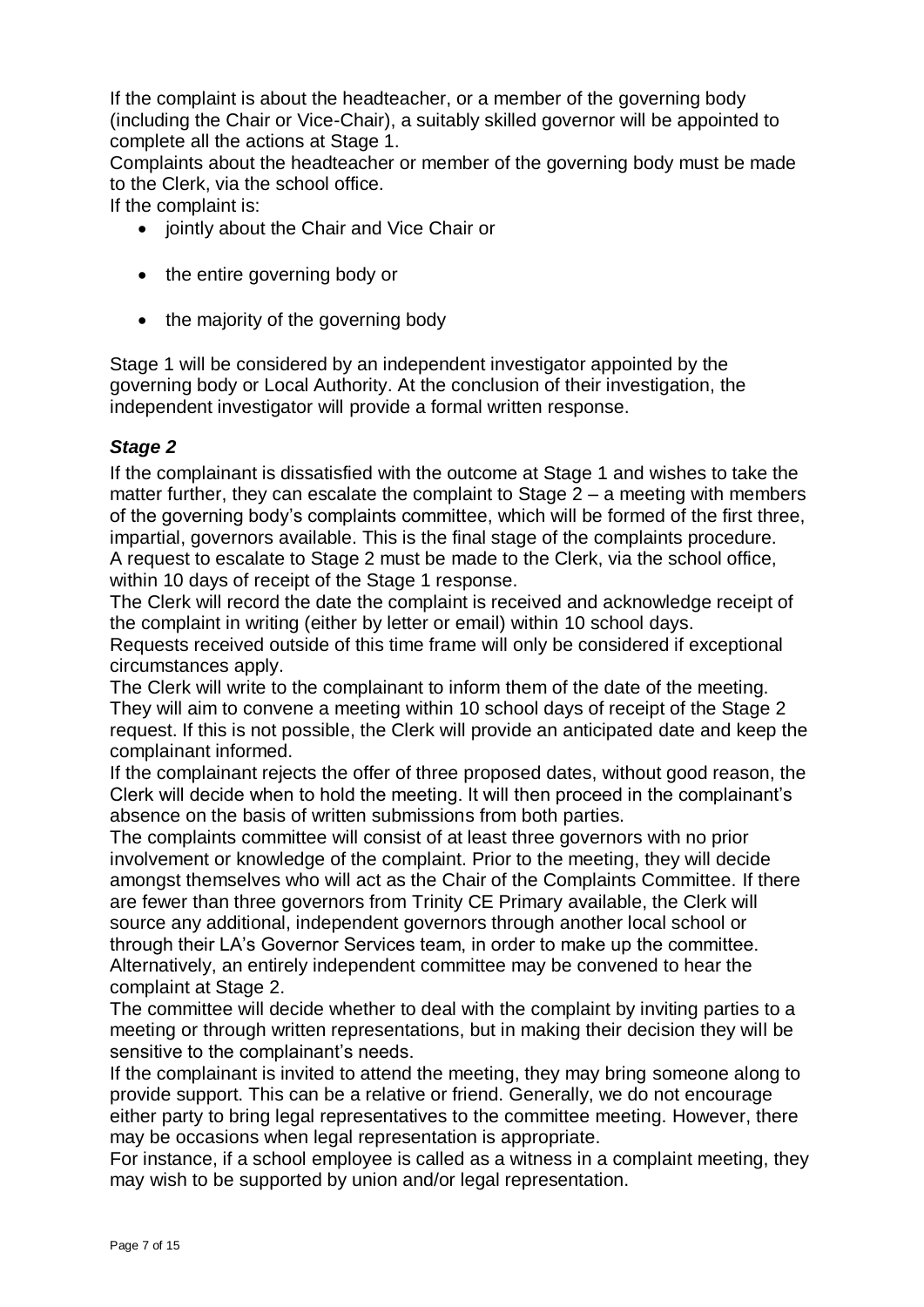If the complaint is about the headteacher, or a member of the governing body (including the Chair or Vice-Chair), a suitably skilled governor will be appointed to complete all the actions at Stage 1.

Complaints about the headteacher or member of the governing body must be made to the Clerk, via the school office.

If the complaint is:

- jointly about the Chair and Vice Chair or
- the entire governing body or
- the majority of the governing body

Stage 1 will be considered by an independent investigator appointed by the governing body or Local Authority. At the conclusion of their investigation, the independent investigator will provide a formal written response.

### *Stage 2*

If the complainant is dissatisfied with the outcome at Stage 1 and wishes to take the matter further, they can escalate the complaint to Stage 2 – a meeting with members of the governing body's complaints committee, which will be formed of the first three, impartial, governors available. This is the final stage of the complaints procedure.

A request to escalate to Stage 2 must be made to the Clerk, via the school office, within 10 days of receipt of the Stage 1 response.

The Clerk will record the date the complaint is received and acknowledge receipt of the complaint in writing (either by letter or email) within 10 school days.

Requests received outside of this time frame will only be considered if exceptional circumstances apply.

The Clerk will write to the complainant to inform them of the date of the meeting. They will aim to convene a meeting within 10 school days of receipt of the Stage 2 request. If this is not possible, the Clerk will provide an anticipated date and keep the complainant informed.

If the complainant rejects the offer of three proposed dates, without good reason, the Clerk will decide when to hold the meeting. It will then proceed in the complainant's absence on the basis of written submissions from both parties.

The complaints committee will consist of at least three governors with no prior involvement or knowledge of the complaint. Prior to the meeting, they will decide amongst themselves who will act as the Chair of the Complaints Committee. If there are fewer than three governors from Trinity CE Primary available, the Clerk will source any additional, independent governors through another local school or through their LA's Governor Services team, in order to make up the committee. Alternatively, an entirely independent committee may be convened to hear the complaint at Stage 2.

The committee will decide whether to deal with the complaint by inviting parties to a meeting or through written representations, but in making their decision they will be sensitive to the complainant's needs.

If the complainant is invited to attend the meeting, they may bring someone along to provide support. This can be a relative or friend. Generally, we do not encourage either party to bring legal representatives to the committee meeting. However, there may be occasions when legal representation is appropriate.

For instance, if a school employee is called as a witness in a complaint meeting, they may wish to be supported by union and/or legal representation.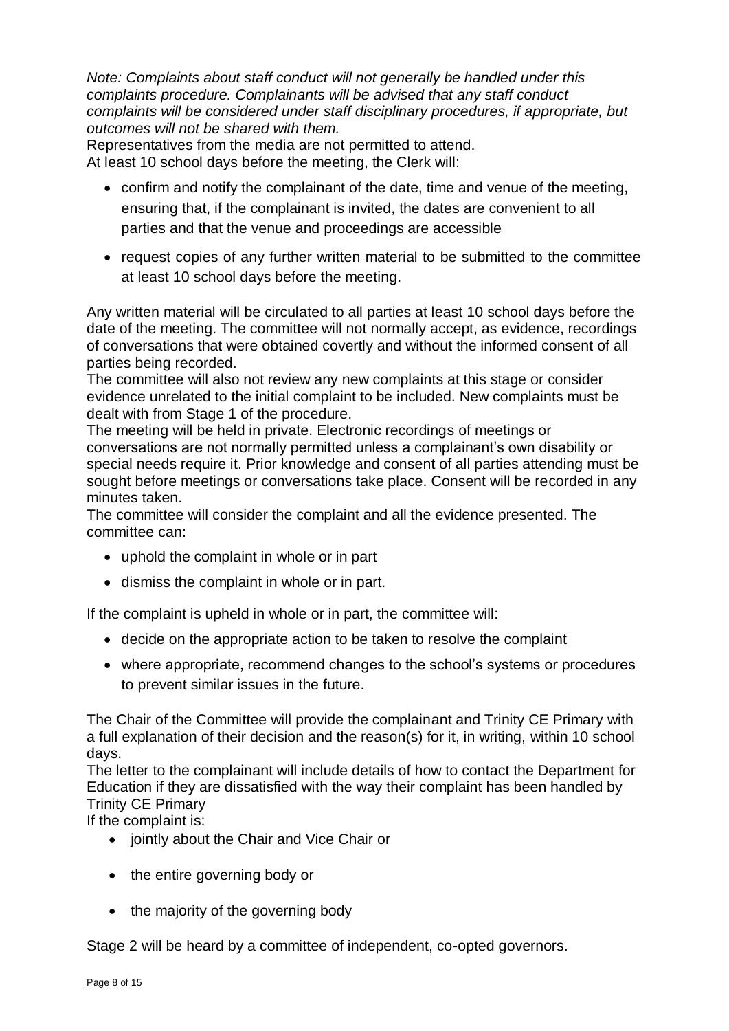*Note: Complaints about staff conduct will not generally be handled under this complaints procedure. Complainants will be advised that any staff conduct complaints will be considered under staff disciplinary procedures, if appropriate, but outcomes will not be shared with them.*

Representatives from the media are not permitted to attend.

At least 10 school days before the meeting, the Clerk will:

- confirm and notify the complainant of the date, time and venue of the meeting, ensuring that, if the complainant is invited, the dates are convenient to all parties and that the venue and proceedings are accessible
- request copies of any further written material to be submitted to the committee at least 10 school days before the meeting.

Any written material will be circulated to all parties at least 10 school days before the date of the meeting. The committee will not normally accept, as evidence, recordings of conversations that were obtained covertly and without the informed consent of all parties being recorded.

The committee will also not review any new complaints at this stage or consider evidence unrelated to the initial complaint to be included. New complaints must be dealt with from Stage 1 of the procedure.

The meeting will be held in private. Electronic recordings of meetings or conversations are not normally permitted unless a complainant's own disability or special needs require it. Prior knowledge and consent of all parties attending must be sought before meetings or conversations take place. Consent will be recorded in any minutes taken.

The committee will consider the complaint and all the evidence presented. The committee can:

- uphold the complaint in whole or in part
- dismiss the complaint in whole or in part.

If the complaint is upheld in whole or in part, the committee will:

- decide on the appropriate action to be taken to resolve the complaint
- where appropriate, recommend changes to the school's systems or procedures to prevent similar issues in the future.

The Chair of the Committee will provide the complainant and Trinity CE Primary with a full explanation of their decision and the reason(s) for it, in writing, within 10 school days.

The letter to the complainant will include details of how to contact the Department for Education if they are dissatisfied with the way their complaint has been handled by Trinity CE Primary

If the complaint is:

- jointly about the Chair and Vice Chair or
- the entire governing body or
- the majority of the governing body

Stage 2 will be heard by a committee of independent, co-opted governors.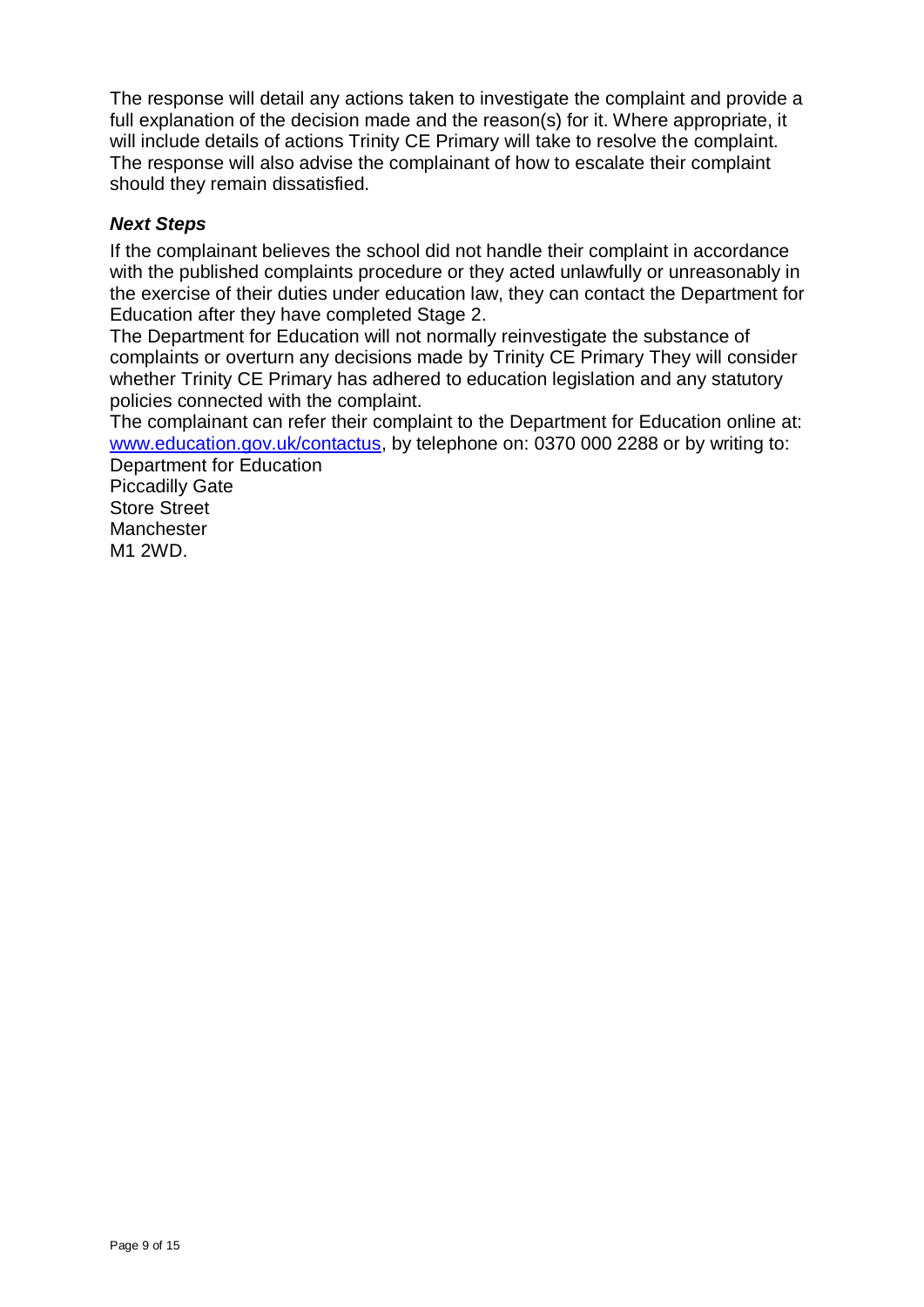The response will detail any actions taken to investigate the complaint and provide a full explanation of the decision made and the reason(s) for it. Where appropriate, it will include details of actions Trinity CE Primary will take to resolve the complaint. The response will also advise the complainant of how to escalate their complaint should they remain dissatisfied.

***Next Steps***

If the complainant believes the school did not handle their complaint in accordance with the published complaints procedure or they acted unlawfully or unreasonably in the exercise of their duties under education law, they can contact the Department for Education after they have completed Stage 2.

The Department for Education will not normally reinvestigate the substance of complaints or overturn any decisions made by Trinity CE Primary They will consider whether Trinity CE Primary has adhered to education legislation and any statutory policies connected with the complaint.

The complainant can refer their complaint to the Department for Education online at: [www.education.gov.uk/contactus](http://www.education.gov.uk/contactus), by telephone on: 0370 000 2288 or by writing to:

Department for Education
Piccadilly Gate
Store Street
Manchester
M1 2WD.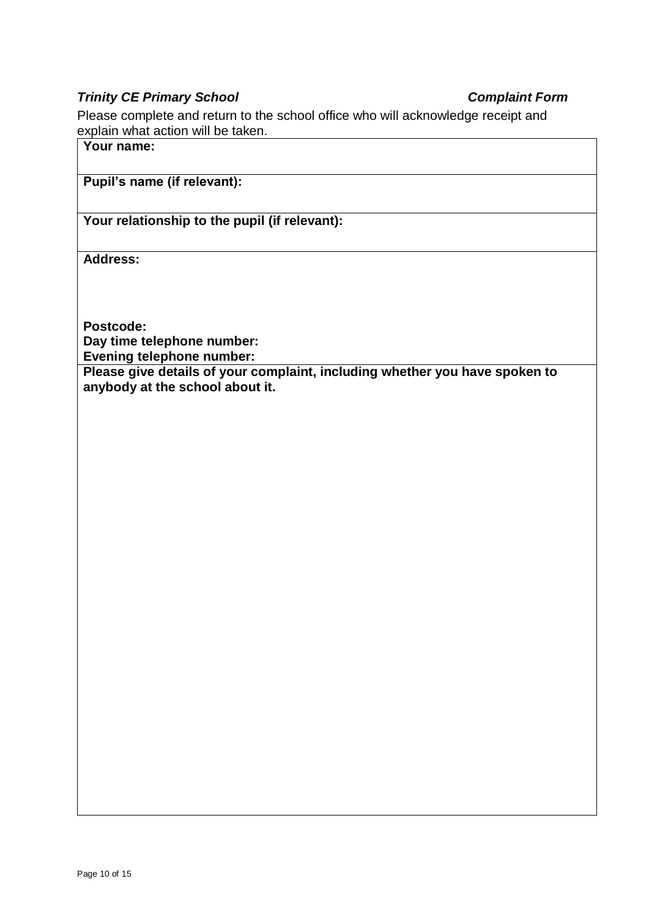***Trinity CE Primary School*** ***Complaint Form***

Please complete and return to the school office who will acknowledge receipt and explain what action will be taken.

| **Your name:** |
|---|
| **Pupil's name (if relevant):** |
| **Your relationship to the pupil (if relevant):** |
| **Address:**<br><br><br>**Postcode:**<br>**Day time telephone number:**<br>**Evening telephone number:** |
| **Please give details of your complaint, including whether you have spoken to anybody at the school about it.** |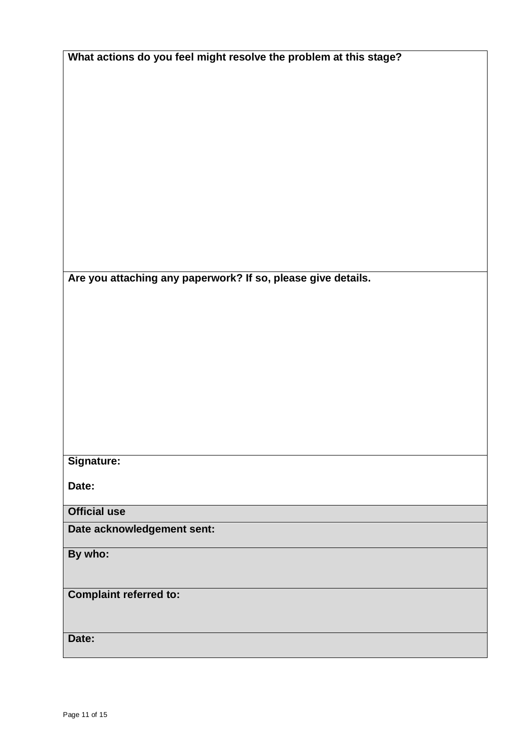| What actions do you feel might resolve the problem at this stage? |
| --- |
| |
| **Are you attaching any paperwork? If so, please give details.** |
| |
| **Signature:**<br><br>**Date:** |
| **Official use** |
| **Date acknowledgement sent:** |
| **By who:** |
| **Complaint referred to:** |
| **Date:** |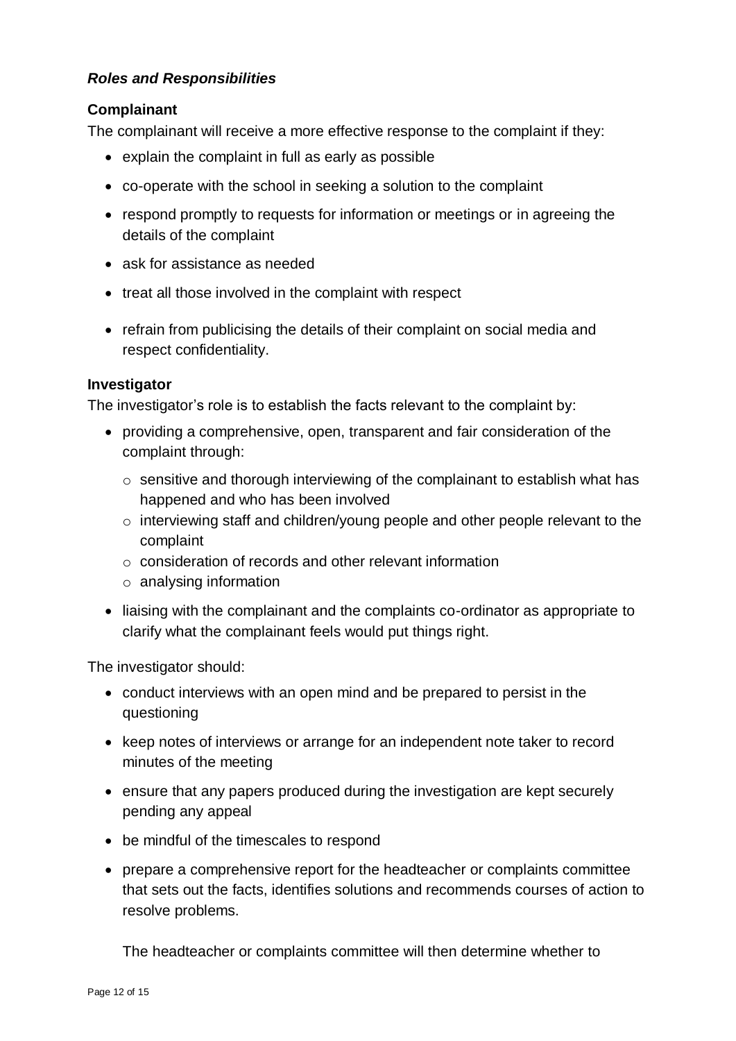### ***Roles and Responsibilities***

**Complainant**

The complainant will receive a more effective response to the complaint if they:

- explain the complaint in full as early as possible
- co-operate with the school in seeking a solution to the complaint
- respond promptly to requests for information or meetings or in agreeing the details of the complaint
- ask for assistance as needed
- treat all those involved in the complaint with respect
- refrain from publicising the details of their complaint on social media and respect confidentiality.

**Investigator**

The investigator's role is to establish the facts relevant to the complaint by:

- providing a comprehensive, open, transparent and fair consideration of the complaint through:
  - sensitive and thorough interviewing of the complainant to establish what has happened and who has been involved
  - interviewing staff and children/young people and other people relevant to the complaint
  - consideration of records and other relevant information
  - analysing information
- liaising with the complainant and the complaints co-ordinator as appropriate to clarify what the complainant feels would put things right.

The investigator should:

- conduct interviews with an open mind and be prepared to persist in the questioning
- keep notes of interviews or arrange for an independent note taker to record minutes of the meeting
- ensure that any papers produced during the investigation are kept securely pending any appeal
- be mindful of the timescales to respond
- prepare a comprehensive report for the headteacher or complaints committee that sets out the facts, identifies solutions and recommends courses of action to resolve problems.

  The headteacher or complaints committee will then determine whether to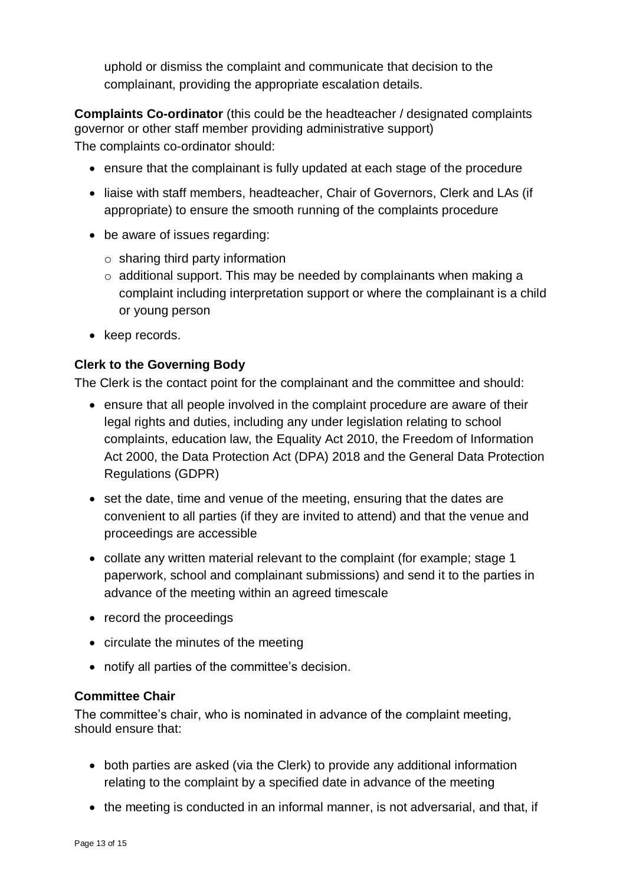uphold or dismiss the complaint and communicate that decision to the complainant, providing the appropriate escalation details.

**Complaints Co-ordinator** (this could be the headteacher / designated complaints governor or other staff member providing administrative support)
The complaints co-ordinator should:

- ensure that the complainant is fully updated at each stage of the procedure
- liaise with staff members, headteacher, Chair of Governors, Clerk and LAs (if appropriate) to ensure the smooth running of the complaints procedure
- be aware of issues regarding:
  - sharing third party information
  - additional support. This may be needed by complainants when making a complaint including interpretation support or where the complainant is a child or young person
- keep records.

**Clerk to the Governing Body**
The Clerk is the contact point for the complainant and the committee and should:

- ensure that all people involved in the complaint procedure are aware of their legal rights and duties, including any under legislation relating to school complaints, education law, the Equality Act 2010, the Freedom of Information Act 2000, the Data Protection Act (DPA) 2018 and the General Data Protection Regulations (GDPR)
- set the date, time and venue of the meeting, ensuring that the dates are convenient to all parties (if they are invited to attend) and that the venue and proceedings are accessible
- collate any written material relevant to the complaint (for example; stage 1 paperwork, school and complainant submissions) and send it to the parties in advance of the meeting within an agreed timescale
- record the proceedings
- circulate the minutes of the meeting
- notify all parties of the committee's decision.

**Committee Chair**
The committee's chair, who is nominated in advance of the complaint meeting, should ensure that:

- both parties are asked (via the Clerk) to provide any additional information relating to the complaint by a specified date in advance of the meeting
- the meeting is conducted in an informal manner, is not adversarial, and that, if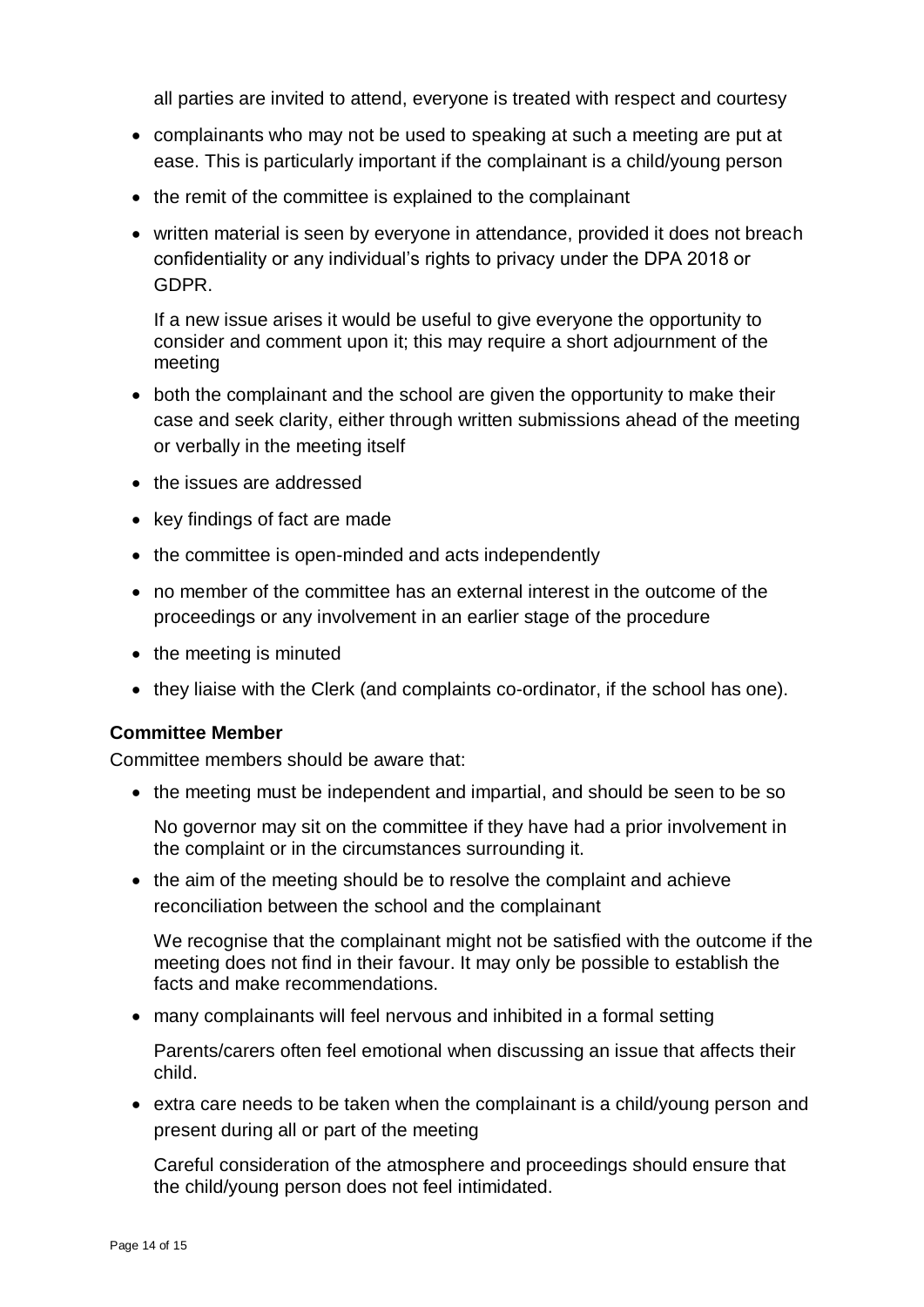all parties are invited to attend, everyone is treated with respect and courtesy

- complainants who may not be used to speaking at such a meeting are put at ease. This is particularly important if the complainant is a child/young person
- the remit of the committee is explained to the complainant
- written material is seen by everyone in attendance, provided it does not breach confidentiality or any individual's rights to privacy under the DPA 2018 or GDPR.

  If a new issue arises it would be useful to give everyone the opportunity to consider and comment upon it; this may require a short adjournment of the meeting
- both the complainant and the school are given the opportunity to make their case and seek clarity, either through written submissions ahead of the meeting or verbally in the meeting itself
- the issues are addressed
- key findings of fact are made
- the committee is open-minded and acts independently
- no member of the committee has an external interest in the outcome of the proceedings or any involvement in an earlier stage of the procedure
- the meeting is minuted
- they liaise with the Clerk (and complaints co-ordinator, if the school has one).

**Committee Member**

Committee members should be aware that:

- the meeting must be independent and impartial, and should be seen to be so

  No governor may sit on the committee if they have had a prior involvement in the complaint or in the circumstances surrounding it.
- the aim of the meeting should be to resolve the complaint and achieve reconciliation between the school and the complainant

  We recognise that the complainant might not be satisfied with the outcome if the meeting does not find in their favour. It may only be possible to establish the facts and make recommendations.
- many complainants will feel nervous and inhibited in a formal setting

  Parents/carers often feel emotional when discussing an issue that affects their child.
- extra care needs to be taken when the complainant is a child/young person and present during all or part of the meeting

  Careful consideration of the atmosphere and proceedings should ensure that the child/young person does not feel intimidated.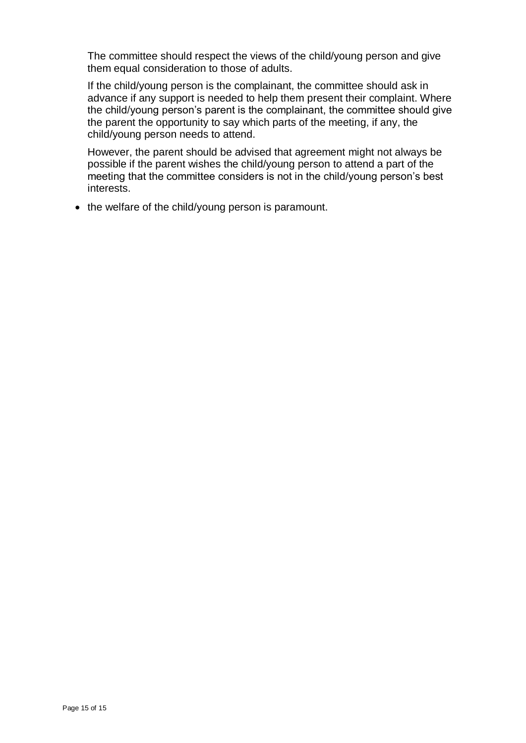The committee should respect the views of the child/young person and give them equal consideration to those of adults.

If the child/young person is the complainant, the committee should ask in advance if any support is needed to help them present their complaint. Where the child/young person's parent is the complainant, the committee should give the parent the opportunity to say which parts of the meeting, if any, the child/young person needs to attend.

However, the parent should be advised that agreement might not always be possible if the parent wishes the child/young person to attend a part of the meeting that the committee considers is not in the child/young person's best interests.

- the welfare of the child/young person is paramount.